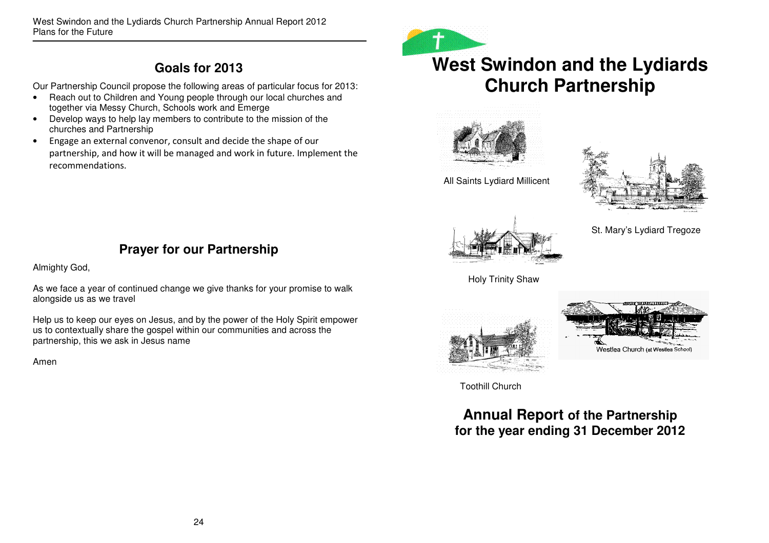## Goals for 2013

Our Partnership Council propose the following areas of particular focus for 2013:

- Reach out to Children and Young people through our local churches and together via Messy Church, Schools work and Emerge
- Develop ways to help lay members to contribute to the mission of the churches and Partnership
- Engage an external convenor, consult and decide the shape of our partnership, and how it will be managed and work in future. Implement the recommendations.

## Prayer for our Partnership

Almighty God,

As we face a year of continued change we give thanks for your promise to walk alongside us as we travel

Help us to keep our eyes on Jesus, and by the power of the Holy Spirit empower us to contextually share the gospel within our communities and across the partnership, this we ask in Jesus name

Amen

# West Swindon and the Lydiards Church Partnership

All Saints Lydiard Millicent

St. Mary's Lydiard Tregoze

Holy Trinity Shaw

Westlea Church (at Westlea School)

Toothill Church

## Annual Report of the Partnership for the year ending 31 December 2012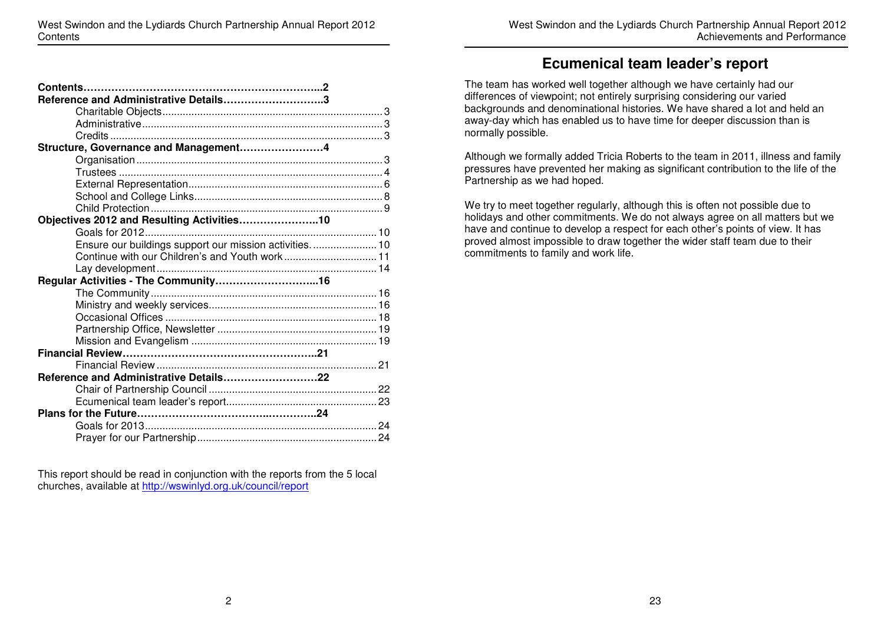| | |
|---|---|
| **Contents** | **2** |
| **Reference and Administrative Details** | **3** |
| Charitable Objects | 3 |
| Administrative | 3 |
| Credits | 3 |
| **Structure, Governance and Management** | **4** |
| Organisation | 3 |
| Trustees | 4 |
| External Representation | 6 |
| School and College Links | 8 |
| Child Protection | 9 |
| **Objectives 2012 and Resulting Activities** | **10** |
| Goals for 2012 | 10 |
| Ensure our buildings support our mission activities. | 10 |
| Continue with our Children's and Youth work | 11 |
| Lay development | 14 |
| **Regular Activities - The Community** | **16** |
| The Community | 16 |
| Ministry and weekly services | 16 |
| Occasional Offices | 18 |
| Partnership Office, Newsletter | 19 |
| Mission and Evangelism | 19 |
| **Financial Review** | **21** |
| Financial Review | 21 |
| **Reference and Administrative Details** | **22** |
| Chair of Partnership Council | 22 |
| Ecumenical team leader's report | 23 |
| **Plans for the Future** | **24** |
| Goals for 2013 | 24 |
| Prayer for our Partnership | 24 |

This report should be read in conjunction with the reports from the 5 local churches, available at http://wswinlyd.org.uk/council/report

# Ecumenical team leader's report

The team has worked well together although we have certainly had our differences of viewpoint; not entirely surprising considering our varied backgrounds and denominational histories. We have shared a lot and held an away-day which has enabled us to have time for deeper discussion than is normally possible.

Although we formally added Tricia Roberts to the team in 2011, illness and family pressures have prevented her making as significant contribution to the life of the Partnership as we had hoped.

We try to meet together regularly, although this is often not possible due to holidays and other commitments. We do not always agree on all matters but we have and continue to develop a respect for each other's points of view. It has proved almost impossible to draw together the wider staff team due to their commitments to family and work life.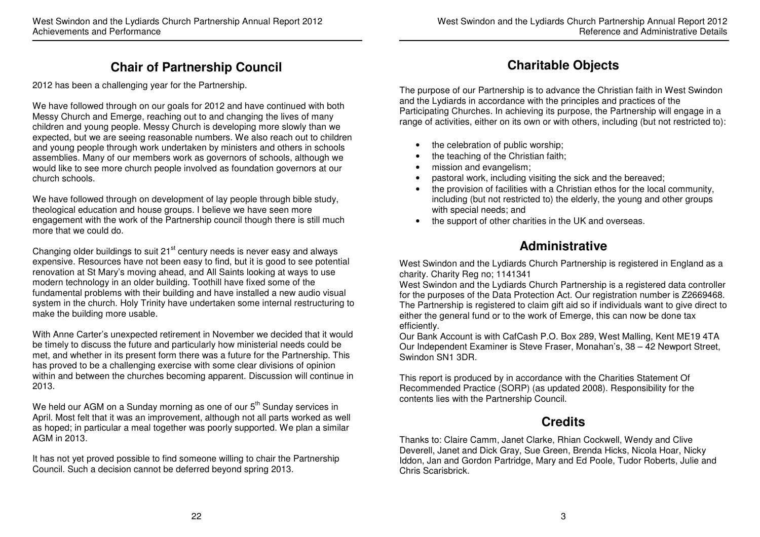## Chair of Partnership Council

2012 has been a challenging year for the Partnership.

We have followed through on our goals for 2012 and have continued with both Messy Church and Emerge, reaching out to and changing the lives of many children and young people. Messy Church is developing more slowly than we expected, but we are seeing reasonable numbers. We also reach out to children and young people through work undertaken by ministers and others in schools assemblies. Many of our members work as governors of schools, although we would like to see more church people involved as foundation governors at our church schools.

We have followed through on development of lay people through bible study, theological education and house groups. I believe we have seen more engagement with the work of the Partnership council though there is still much more that we could do.

Changing older buildings to suit 21st century needs is never easy and always expensive. Resources have not been easy to find, but it is good to see potential renovation at St Mary's moving ahead, and All Saints looking at ways to use modern technology in an older building. Toothill have fixed some of the fundamental problems with their building and have installed a new audio visual system in the church. Holy Trinity have undertaken some internal restructuring to make the building more usable.

With Anne Carter's unexpected retirement in November we decided that it would be timely to discuss the future and particularly how ministerial needs could be met, and whether in its present form there was a future for the Partnership. This has proved to be a challenging exercise with some clear divisions of opinion within and between the churches becoming apparent. Discussion will continue in 2013.

We held our AGM on a Sunday morning as one of our 5th Sunday services in April. Most felt that it was an improvement, although not all parts worked as well as hoped; in particular a meal together was poorly supported. We plan a similar AGM in 2013.

It has not yet proved possible to find someone willing to chair the Partnership Council. Such a decision cannot be deferred beyond spring 2013.

## Charitable Objects

The purpose of our Partnership is to advance the Christian faith in West Swindon and the Lydiards in accordance with the principles and practices of the Participating Churches. In achieving its purpose, the Partnership will engage in a range of activities, either on its own or with others, including (but not restricted to):

- the celebration of public worship;
- the teaching of the Christian faith;
- mission and evangelism;
- pastoral work, including visiting the sick and the bereaved;
- the provision of facilities with a Christian ethos for the local community, including (but not restricted to) the elderly, the young and other groups with special needs; and
- the support of other charities in the UK and overseas.

## Administrative

West Swindon and the Lydiards Church Partnership is registered in England as a charity. Charity Reg no; 1141341
West Swindon and the Lydiards Church Partnership is a registered data controller for the purposes of the Data Protection Act. Our registration number is Z2669468. The Partnership is registered to claim gift aid so if individuals want to give direct to either the general fund or to the work of Emerge, this can now be done tax efficiently.
Our Bank Account is with CafCash P.O. Box 289, West Malling, Kent ME19 4TA
Our Independent Examiner is Steve Fraser, Monahan's, 38 – 42 Newport Street, Swindon SN1 3DR.

This report is produced by in accordance with the Charities Statement Of Recommended Practice (SORP) (as updated 2008). Responsibility for the contents lies with the Partnership Council.

## Credits

Thanks to: Claire Camm, Janet Clarke, Rhian Cockwell, Wendy and Clive Deverell, Janet and Dick Gray, Sue Green, Brenda Hicks, Nicola Hoar, Nicky Iddon, Jan and Gordon Partridge, Mary and Ed Poole, Tudor Roberts, Julie and Chris Scarisbrick.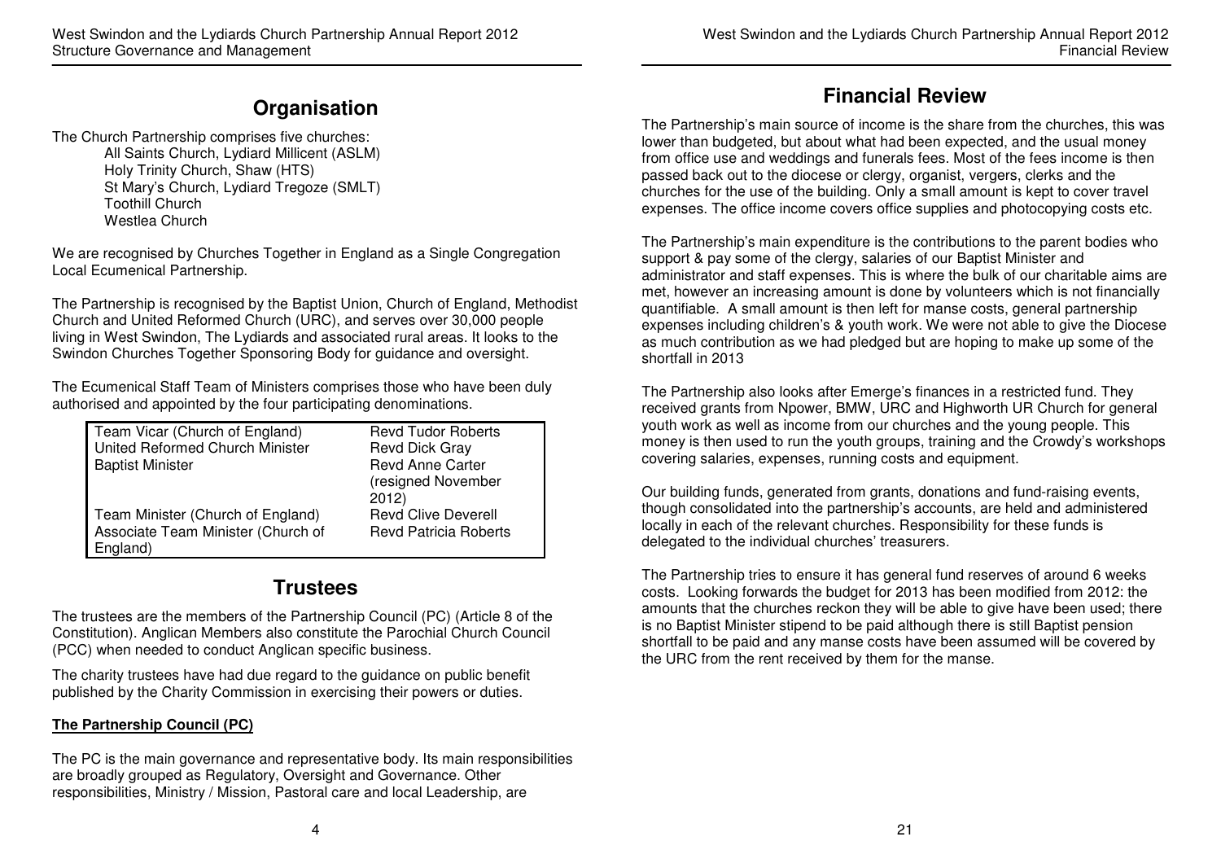## Organisation

The Church Partnership comprises five churches:

- All Saints Church, Lydiard Millicent (ASLM)
- Holy Trinity Church, Shaw (HTS)
- St Mary's Church, Lydiard Tregoze (SMLT)
- Toothill Church
- Westlea Church

We are recognised by Churches Together in England as a Single Congregation Local Ecumenical Partnership.

The Partnership is recognised by the Baptist Union, Church of England, Methodist Church and United Reformed Church (URC), and serves over 30,000 people living in West Swindon, The Lydiards and associated rural areas. It looks to the Swindon Churches Together Sponsoring Body for guidance and oversight.

The Ecumenical Staff Team of Ministers comprises those who have been duly authorised and appointed by the four participating denominations.

| Role | Name |
|---|---|
| Team Vicar (Church of England) | Revd Tudor Roberts |
| United Reformed Church Minister | Revd Dick Gray |
| Baptist Minister | Revd Anne Carter (resigned November 2012) |
| Team Minister (Church of England) | Revd Clive Deverell |
| Associate Team Minister (Church of England) | Revd Patricia Roberts |

## Trustees

The trustees are the members of the Partnership Council (PC) (Article 8 of the Constitution). Anglican Members also constitute the Parochial Church Council (PCC) when needed to conduct Anglican specific business.

The charity trustees have had due regard to the guidance on public benefit published by the Charity Commission in exercising their powers or duties.

### The Partnership Council (PC)

The PC is the main governance and representative body. Its main responsibilities are broadly grouped as Regulatory, Oversight and Governance. Other responsibilities, Ministry / Mission, Pastoral care and local Leadership, are

## Financial Review

The Partnership's main source of income is the share from the churches, this was lower than budgeted, but about what had been expected, and the usual money from office use and weddings and funerals fees. Most of the fees income is then passed back out to the diocese or clergy, organist, vergers, clerks and the churches for the use of the building. Only a small amount is kept to cover travel expenses. The office income covers office supplies and photocopying costs etc.

The Partnership's main expenditure is the contributions to the parent bodies who support & pay some of the clergy, salaries of our Baptist Minister and administrator and staff expenses. This is where the bulk of our charitable aims are met, however an increasing amount is done by volunteers which is not financially quantifiable. A small amount is then left for manse costs, general partnership expenses including children's & youth work. We were not able to give the Diocese as much contribution as we had pledged but are hoping to make up some of the shortfall in 2013

The Partnership also looks after Emerge's finances in a restricted fund. They received grants from Npower, BMW, URC and Highworth UR Church for general youth work as well as income from our churches and the young people. This money is then used to run the youth groups, training and the Crowdy's workshops covering salaries, expenses, running costs and equipment.

Our building funds, generated from grants, donations and fund-raising events, though consolidated into the partnership's accounts, are held and administered locally in each of the relevant churches. Responsibility for these funds is delegated to the individual churches' treasurers.

The Partnership tries to ensure it has general fund reserves of around 6 weeks costs. Looking forwards the budget for 2013 has been modified from 2012: the amounts that the churches reckon they will be able to give have been used; there is no Baptist Minister stipend to be paid although there is still Baptist pension shortfall to be paid and any manse costs have been assumed will be covered by the URC from the rent received by them for the manse.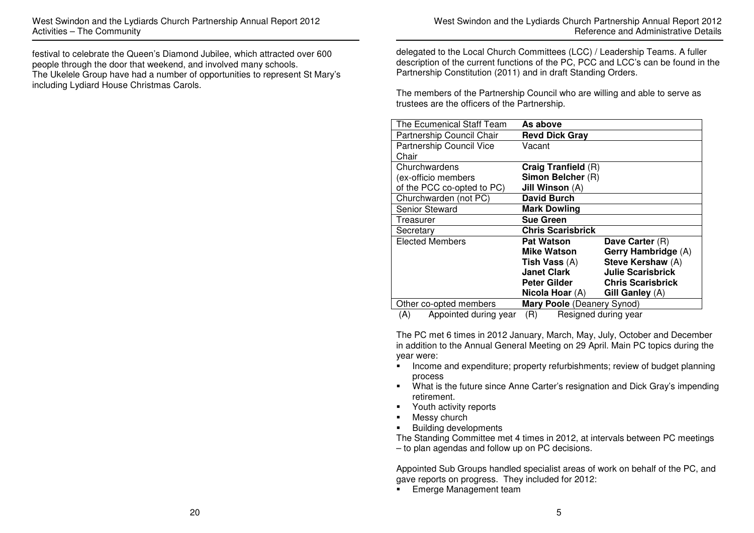festival to celebrate the Queen's Diamond Jubilee, which attracted over 600 people through the door that weekend, and involved many schools.
The Ukelele Group have had a number of opportunities to represent St Mary's including Lydiard House Christmas Carols.

delegated to the Local Church Committees (LCC) / Leadership Teams. A fuller description of the current functions of the PC, PCC and LCC's can be found in the Partnership Constitution (2011) and in draft Standing Orders.

The members of the Partnership Council who are willing and able to serve as trustees are the officers of the Partnership.

| | | |
|---|---|---|
| The Ecumenical Staff Team | **As above** | |
| Partnership Council Chair | **Revd Dick Gray** | |
| Partnership Council Vice Chair | Vacant | |
| Churchwardens (ex-officio members of the PCC co-opted to PC) | **Craig Tranfield** (R)<br>**Simon Belcher** (R)<br>**Jill Winson** (A) | |
| Churchwarden (not PC) | **David Burch** | |
| Senior Steward | **Mark Dowling** | |
| Treasurer | **Sue Green** | |
| Secretary | **Chris Scarisbrick** | |
| Elected Members | **Pat Watson**<br>**Mike Watson**<br>**Tish Vass** (A)<br>**Janet Clark**<br>**Peter Gilder**<br>**Nicola Hoar** (A) | **Dave Carter** (R)<br>**Gerry Hambridge** (A)<br>**Steve Kershaw** (A)<br>**Julie Scarisbrick**<br>**Chris Scarisbrick**<br>**Gill Ganley** (A) |
| Other co-opted members | **Mary Poole** (Deanery Synod) | |

(A) Appointed during year (R) Resigned during year

The PC met 6 times in 2012 January, March, May, July, October and December in addition to the Annual General Meeting on 29 April. Main PC topics during the year were:

- Income and expenditure; property refurbishments; review of budget planning process
- What is the future since Anne Carter's resignation and Dick Gray's impending retirement.
- Youth activity reports
- Messy church
- Building developments

The Standing Committee met 4 times in 2012, at intervals between PC meetings – to plan agendas and follow up on PC decisions.

Appointed Sub Groups handled specialist areas of work on behalf of the PC, and gave reports on progress. They included for 2012:

- Emerge Management team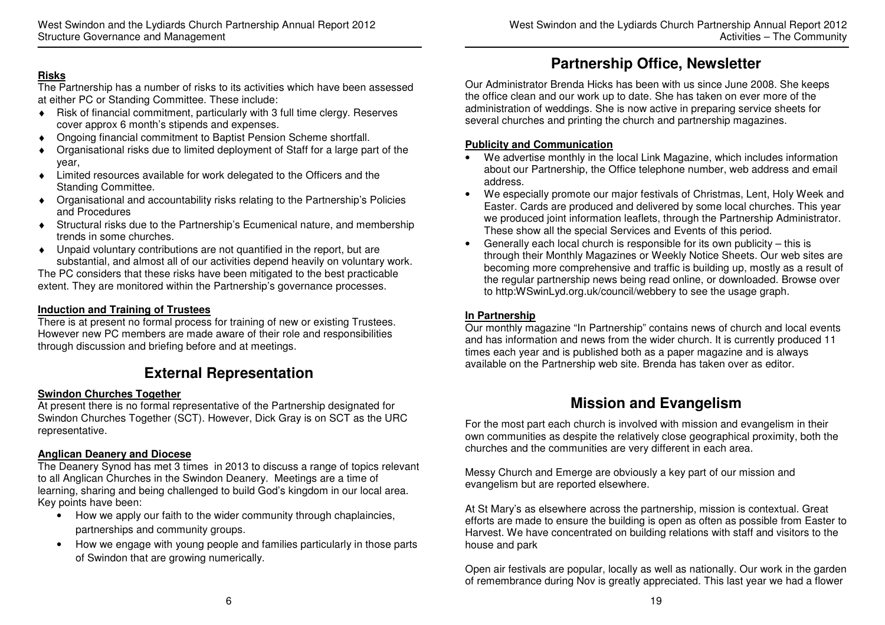## Risks

The Partnership has a number of risks to its activities which have been assessed at either PC or Standing Committee. These include:

- Risk of financial commitment, particularly with 3 full time clergy. Reserves cover approx 6 month's stipends and expenses.
- Ongoing financial commitment to Baptist Pension Scheme shortfall.
- Organisational risks due to limited deployment of Staff for a large part of the year,
- Limited resources available for work delegated to the Officers and the Standing Committee.
- Organisational and accountability risks relating to the Partnership's Policies and Procedures
- Structural risks due to the Partnership's Ecumenical nature, and membership trends in some churches.
- Unpaid voluntary contributions are not quantified in the report, but are substantial, and almost all of our activities depend heavily on voluntary work.

The PC considers that these risks have been mitigated to the best practicable extent. They are monitored within the Partnership's governance processes.

## Induction and Training of Trustees

There is at present no formal process for training of new or existing Trustees. However new PC members are made aware of their role and responsibilities through discussion and briefing before and at meetings.

# External Representation

## Swindon Churches Together

At present there is no formal representative of the Partnership designated for Swindon Churches Together (SCT). However, Dick Gray is on SCT as the URC representative.

## Anglican Deanery and Diocese

The Deanery Synod has met 3 times in 2013 to discuss a range of topics relevant to all Anglican Churches in the Swindon Deanery. Meetings are a time of learning, sharing and being challenged to build God's kingdom in our local area. Key points have been:

- How we apply our faith to the wider community through chaplaincies, partnerships and community groups.
- How we engage with young people and families particularly in those parts of Swindon that are growing numerically.

# Partnership Office, Newsletter

Our Administrator Brenda Hicks has been with us since June 2008. She keeps the office clean and our work up to date. She has taken on ever more of the administration of weddings. She is now active in preparing service sheets for several churches and printing the church and partnership magazines.

## Publicity and Communication

- We advertise monthly in the local Link Magazine, which includes information about our Partnership, the Office telephone number, web address and email address.
- We especially promote our major festivals of Christmas, Lent, Holy Week and Easter. Cards are produced and delivered by some local churches. This year we produced joint information leaflets, through the Partnership Administrator. These show all the special Services and Events of this period.
- Generally each local church is responsible for its own publicity – this is through their Monthly Magazines or Weekly Notice Sheets. Our web sites are becoming more comprehensive and traffic is building up, mostly as a result of the regular partnership news being read online, or downloaded. Browse over to http:WSwinLyd.org.uk/council/webbery to see the usage graph.

## In Partnership

Our monthly magazine "In Partnership" contains news of church and local events and has information and news from the wider church. It is currently produced 11 times each year and is published both as a paper magazine and is always available on the Partnership web site. Brenda has taken over as editor.

# Mission and Evangelism

For the most part each church is involved with mission and evangelism in their own communities as despite the relatively close geographical proximity, both the churches and the communities are very different in each area.

Messy Church and Emerge are obviously a key part of our mission and evangelism but are reported elsewhere.

At St Mary's as elsewhere across the partnership, mission is contextual. Great efforts are made to ensure the building is open as often as possible from Easter to Harvest. We have concentrated on building relations with staff and visitors to the house and park

Open air festivals are popular, locally as well as nationally. Our work in the garden of remembrance during Nov is greatly appreciated. This last year we had a flower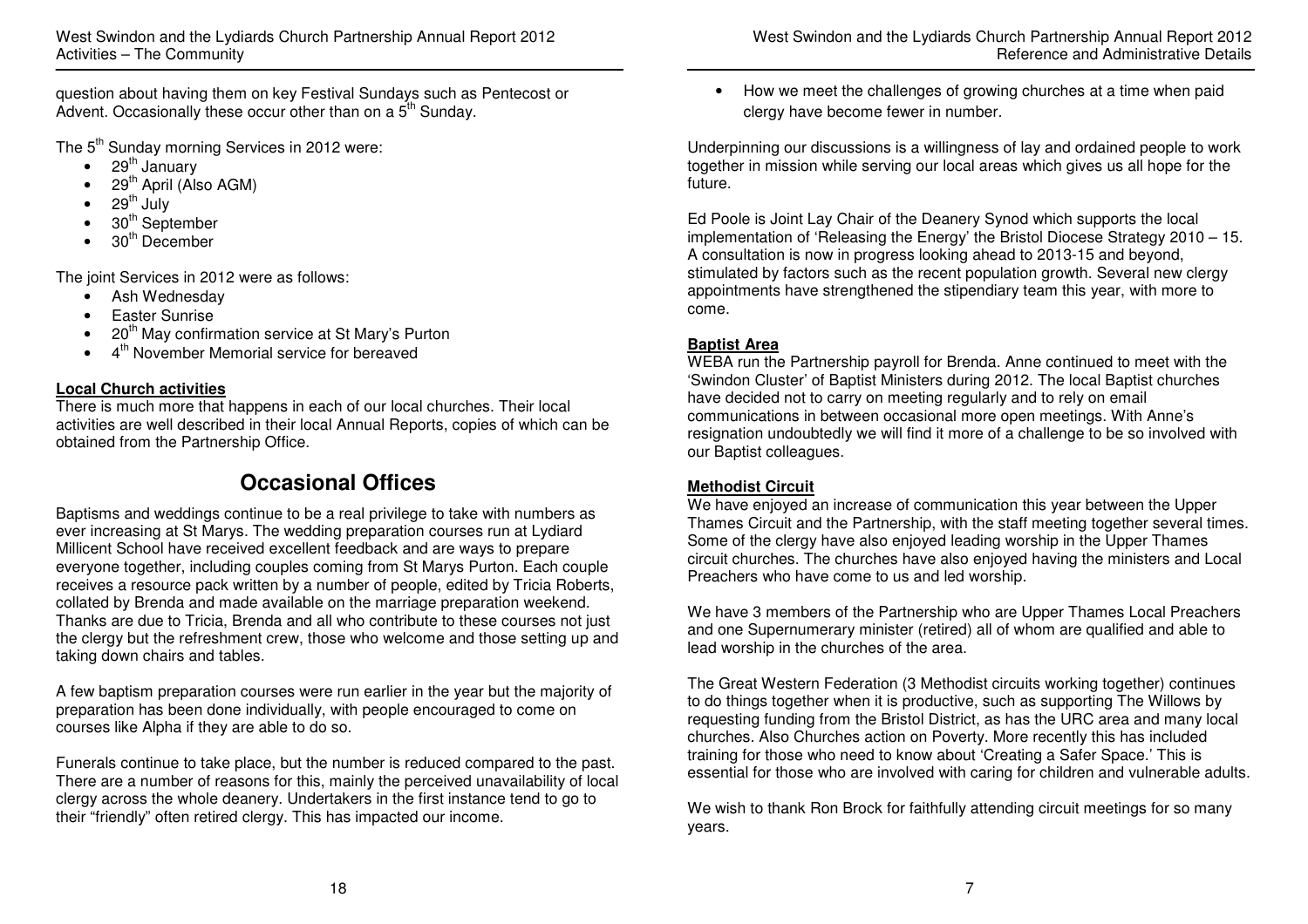question about having them on key Festival Sundays such as Pentecost or Advent. Occasionally these occur other than on a 5th Sunday.

The 5th Sunday morning Services in 2012 were:

- 29th January
- 29th April (Also AGM)
- 29th July
- 30th September
- 30th December

The joint Services in 2012 were as follows:

- Ash Wednesday
- Easter Sunrise
- 20th May confirmation service at St Mary's Purton
- 4th November Memorial service for bereaved

**Local Church activities**

There is much more that happens in each of our local churches. Their local activities are well described in their local Annual Reports, copies of which can be obtained from the Partnership Office.

# Occasional Offices

Baptisms and weddings continue to be a real privilege to take with numbers as ever increasing at St Marys. The wedding preparation courses run at Lydiard Millicent School have received excellent feedback and are ways to prepare everyone together, including couples coming from St Marys Purton. Each couple receives a resource pack written by a number of people, edited by Tricia Roberts, collated by Brenda and made available on the marriage preparation weekend. Thanks are due to Tricia, Brenda and all who contribute to these courses not just the clergy but the refreshment crew, those who welcome and those setting up and taking down chairs and tables.

A few baptism preparation courses were run earlier in the year but the majority of preparation has been done individually, with people encouraged to come on courses like Alpha if they are able to do so.

Funerals continue to take place, but the number is reduced compared to the past. There are a number of reasons for this, mainly the perceived unavailability of local clergy across the whole deanery. Undertakers in the first instance tend to go to their "friendly" often retired clergy. This has impacted our income.

- How we meet the challenges of growing churches at a time when paid clergy have become fewer in number.

Underpinning our discussions is a willingness of lay and ordained people to work together in mission while serving our local areas which gives us all hope for the future.

Ed Poole is Joint Lay Chair of the Deanery Synod which supports the local implementation of 'Releasing the Energy' the Bristol Diocese Strategy 2010 – 15. A consultation is now in progress looking ahead to 2013-15 and beyond, stimulated by factors such as the recent population growth. Several new clergy appointments have strengthened the stipendiary team this year, with more to come.

**Baptist Area**

WEBA run the Partnership payroll for Brenda. Anne continued to meet with the 'Swindon Cluster' of Baptist Ministers during 2012. The local Baptist churches have decided not to carry on meeting regularly and to rely on email communications in between occasional more open meetings. With Anne's resignation undoubtedly we will find it more of a challenge to be so involved with our Baptist colleagues.

**Methodist Circuit**

We have enjoyed an increase of communication this year between the Upper Thames Circuit and the Partnership, with the staff meeting together several times. Some of the clergy have also enjoyed leading worship in the Upper Thames circuit churches. The churches have also enjoyed having the ministers and Local Preachers who have come to us and led worship.

We have 3 members of the Partnership who are Upper Thames Local Preachers and one Supernumerary minister (retired) all of whom are qualified and able to lead worship in the churches of the area.

The Great Western Federation (3 Methodist circuits working together) continues to do things together when it is productive, such as supporting The Willows by requesting funding from the Bristol District, as has the URC area and many local churches. Also Churches action on Poverty. More recently this has included training for those who need to know about 'Creating a Safer Space.' This is essential for those who are involved with caring for children and vulnerable adults.

We wish to thank Ron Brock for faithfully attending circuit meetings for so many years.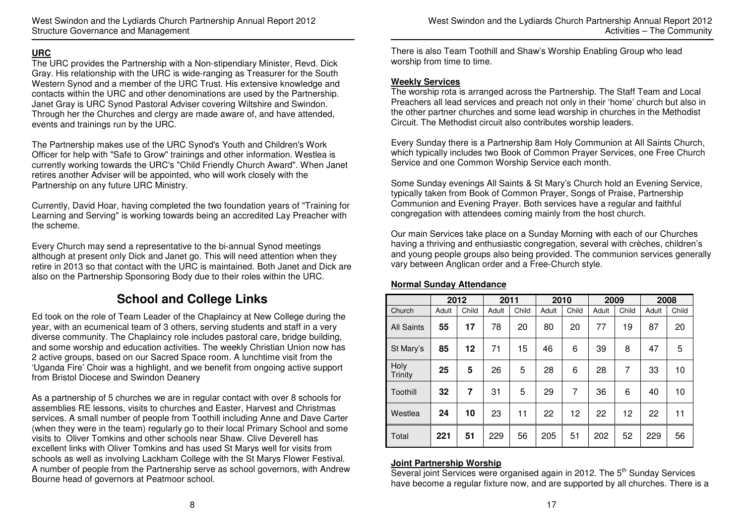## URC

The URC provides the Partnership with a Non-stipendiary Minister, Revd. Dick Gray. His relationship with the URC is wide-ranging as Treasurer for the South Western Synod and a member of the URC Trust. His extensive knowledge and contacts within the URC and other denominations are used by the Partnership. Janet Gray is URC Synod Pastoral Adviser covering Wiltshire and Swindon. Through her the Churches and clergy are made aware of, and have attended, events and trainings run by the URC.

The Partnership makes use of the URC Synod's Youth and Children's Work Officer for help with "Safe to Grow" trainings and other information. Westlea is currently working towards the URC's "Child Friendly Church Award". When Janet retires another Adviser will be appointed, who will work closely with the Partnership on any future URC Ministry.

Currently, David Hoar, having completed the two foundation years of "Training for Learning and Serving" is working towards being an accredited Lay Preacher with the scheme.

Every Church may send a representative to the bi-annual Synod meetings although at present only Dick and Janet go. This will need attention when they retire in 2013 so that contact with the URC is maintained. Both Janet and Dick are also on the Partnership Sponsoring Body due to their roles within the URC.

# School and College Links

Ed took on the role of Team Leader of the Chaplaincy at New College during the year, with an ecumenical team of 3 others, serving students and staff in a very diverse community. The Chaplaincy role includes pastoral care, bridge building, and some worship and education activities. The weekly Christian Union now has 2 active groups, based on our Sacred Space room. A lunchtime visit from the 'Uganda Fire' Choir was a highlight, and we benefit from ongoing active support from Bristol Diocese and Swindon Deanery

As a partnership of 5 churches we are in regular contact with over 8 schools for assemblies RE lessons, visits to churches and Easter, Harvest and Christmas services. A small number of people from Toothill including Anne and Dave Carter (when they were in the team) regularly go to their local Primary School and some visits to Oliver Tomkins and other schools near Shaw. Clive Deverell has excellent links with Oliver Tomkins and has used St Marys well for visits from schools as well as involving Lackham College with the St Marys Flower Festival. A number of people from the Partnership serve as school governors, with Andrew Bourne head of governors at Peatmoor school.

There is also Team Toothill and Shaw's Worship Enabling Group who lead worship from time to time.

## Weekly Services

The worship rota is arranged across the Partnership. The Staff Team and Local Preachers all lead services and preach not only in their 'home' church but also in the other partner churches and some lead worship in churches in the Methodist Circuit. The Methodist circuit also contributes worship leaders.

Every Sunday there is a Partnership 8am Holy Communion at All Saints Church, which typically includes two Book of Common Prayer Services, one Free Church Service and one Common Worship Service each month.

Some Sunday evenings All Saints & St Mary's Church hold an Evening Service, typically taken from Book of Common Prayer, Songs of Praise, Partnership Communion and Evening Prayer. Both services have a regular and faithful congregation with attendees coming mainly from the host church.

Our main Services take place on a Sunday Morning with each of our Churches having a thriving and enthusiastic congregation, several with crèches, children's and young people groups also being provided. The communion services generally vary between Anglican order and a Free-Church style.

## Normal Sunday Attendance

| | 2012 | | 2011 | | 2010 | | 2009 | | 2008 | |
|---|---|---|---|---|---|---|---|---|---|---|
| Church | Adult | Child | Adult | Child | Adult | Child | Adult | Child | Adult | Child |
| All Saints | **55** | **17** | 78 | 20 | 80 | 20 | 77 | 19 | 87 | 20 |
| St Mary's | **85** | **12** | 71 | 15 | 46 | 6 | 39 | 8 | 47 | 5 |
| Holy Trinity | **25** | **5** | 26 | 5 | 28 | 6 | 28 | 7 | 33 | 10 |
| Toothill | **32** | **7** | 31 | 5 | 29 | 7 | 36 | 6 | 40 | 10 |
| Westlea | **24** | **10** | 23 | 11 | 22 | 12 | 22 | 12 | 22 | 11 |
| Total | **221** | **51** | 229 | 56 | 205 | 51 | 202 | 52 | 229 | 56 |

## Joint Partnership Worship

Several joint Services were organised again in 2012. The 5th Sunday Services have become a regular fixture now, and are supported by all churches. There is a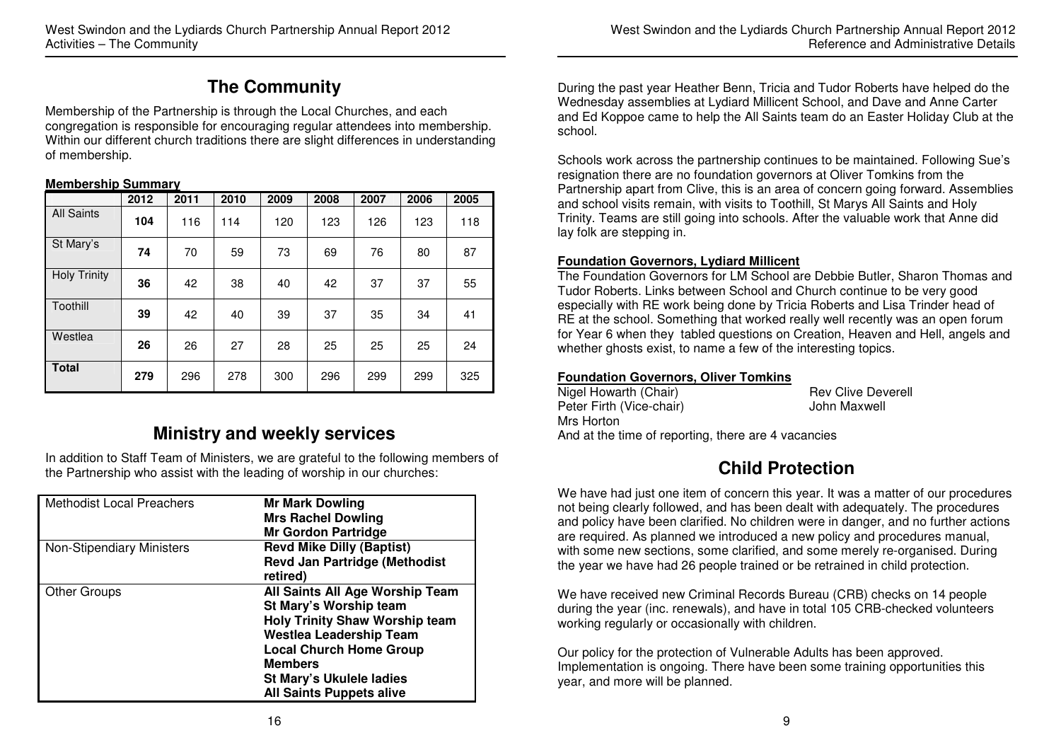## The Community

Membership of the Partnership is through the Local Churches, and each congregation is responsible for encouraging regular attendees into membership. Within our different church traditions there are slight differences in understanding of membership.

**Membership Summary**

| | 2012 | 2011 | 2010 | 2009 | 2008 | 2007 | 2006 | 2005 |
|---|---|---|---|---|---|---|---|---|
| All Saints | **104** | 116 | 114 | 120 | 123 | 126 | 123 | 118 |
| St Mary's | **74** | 70 | 59 | 73 | 69 | 76 | 80 | 87 |
| Holy Trinity | **36** | 42 | 38 | 40 | 42 | 37 | 37 | 55 |
| Toothill | **39** | 42 | 40 | 39 | 37 | 35 | 34 | 41 |
| Westlea | **26** | 26 | 27 | 28 | 25 | 25 | 25 | 24 |
| **Total** | **279** | 296 | 278 | 300 | 296 | 299 | 299 | 325 |

## Ministry and weekly services

In addition to Staff Team of Ministers, we are grateful to the following members of the Partnership who assist with the leading of worship in our churches:

| | |
|---|---|
| Methodist Local Preachers | **Mr Mark Dowling**<br>**Mrs Rachel Dowling**<br>**Mr Gordon Partridge** |
| Non-Stipendiary Ministers | **Revd Mike Dilly (Baptist)**<br>**Revd Jan Partridge (Methodist retired)** |
| Other Groups | **All Saints All Age Worship Team**<br>**St Mary's Worship team**<br>**Holy Trinity Shaw Worship team**<br>**Westlea Leadership Team**<br>**Local Church Home Group Members**<br>**St Mary's Ukulele ladies**<br>**All Saints Puppets alive** |

During the past year Heather Benn, Tricia and Tudor Roberts have helped do the Wednesday assemblies at Lydiard Millicent School, and Dave and Anne Carter and Ed Koppoe came to help the All Saints team do an Easter Holiday Club at the school.

Schools work across the partnership continues to be maintained. Following Sue's resignation there are no foundation governors at Oliver Tomkins from the Partnership apart from Clive, this is an area of concern going forward. Assemblies and school visits remain, with visits to Toothill, St Marys All Saints and Holy Trinity. Teams are still going into schools. After the valuable work that Anne did lay folk are stepping in.

**Foundation Governors, Lydiard Millicent**

The Foundation Governors for LM School are Debbie Butler, Sharon Thomas and Tudor Roberts. Links between School and Church continue to be very good especially with RE work being done by Tricia Roberts and Lisa Trinder head of RE at the school. Something that worked really well recently was an open forum for Year 6 when they tabled questions on Creation, Heaven and Hell, angels and whether ghosts exist, to name a few of the interesting topics.

**Foundation Governors, Oliver Tomkins**

Nigel Howarth (Chair) — Rev Clive Deverell
Peter Firth (Vice-chair) — John Maxwell
Mrs Horton
And at the time of reporting, there are 4 vacancies

## Child Protection

We have had just one item of concern this year. It was a matter of our procedures not being clearly followed, and has been dealt with adequately. The procedures and policy have been clarified. No children were in danger, and no further actions are required. As planned we introduced a new policy and procedures manual, with some new sections, some clarified, and some merely re-organised. During the year we have had 26 people trained or be retrained in child protection.

We have received new Criminal Records Bureau (CRB) checks on 14 people during the year (inc. renewals), and have in total 105 CRB-checked volunteers working regularly or occasionally with children.

Our policy for the protection of Vulnerable Adults has been approved. Implementation is ongoing. There have been some training opportunities this year, and more will be planned.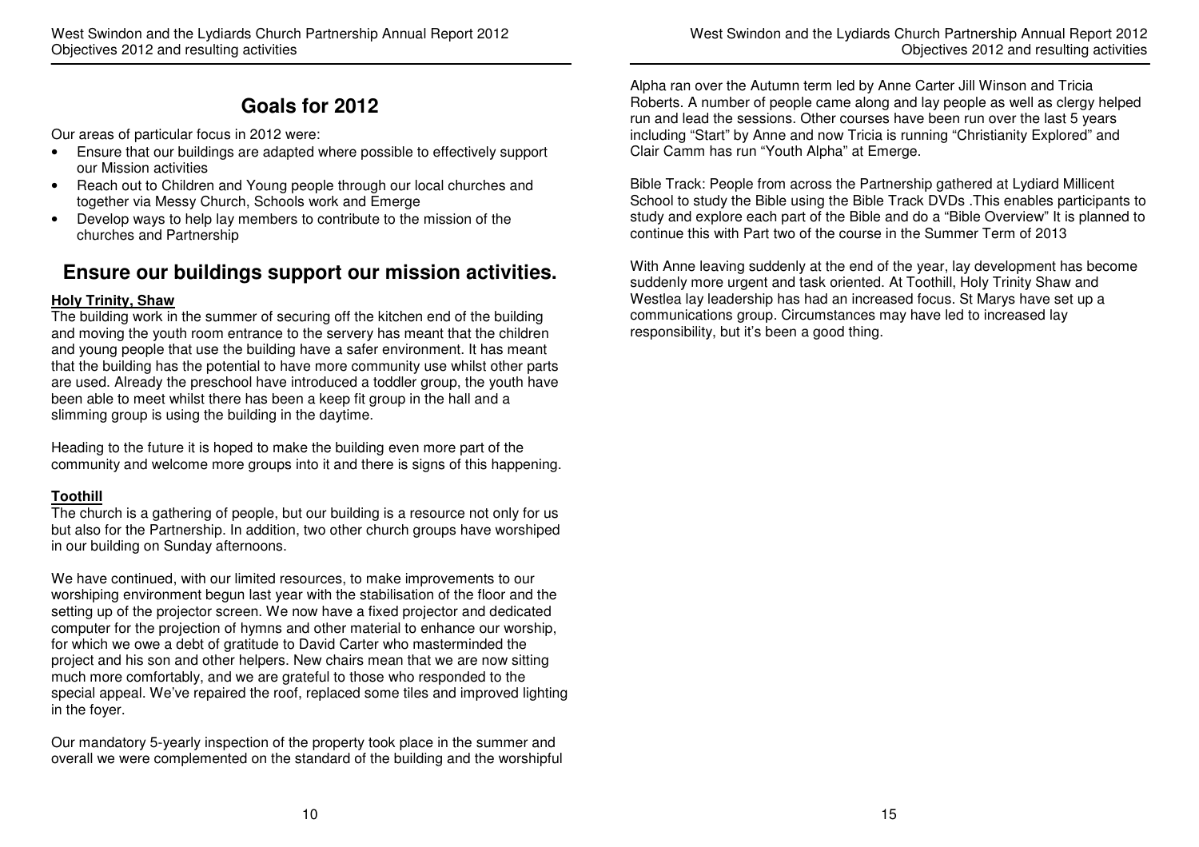# Goals for 2012

Our areas of particular focus in 2012 were:

- Ensure that our buildings are adapted where possible to effectively support our Mission activities
- Reach out to Children and Young people through our local churches and together via Messy Church, Schools work and Emerge
- Develop ways to help lay members to contribute to the mission of the churches and Partnership

## Ensure our buildings support our mission activities.

**Holy Trinity, Shaw**

The building work in the summer of securing off the kitchen end of the building and moving the youth room entrance to the servery has meant that the children and young people that use the building have a safer environment. It has meant that the building has the potential to have more community use whilst other parts are used. Already the preschool have introduced a toddler group, the youth have been able to meet whilst there has been a keep fit group in the hall and a slimming group is using the building in the daytime.

Heading to the future it is hoped to make the building even more part of the community and welcome more groups into it and there is signs of this happening.

**Toothill**

The church is a gathering of people, but our building is a resource not only for us but also for the Partnership. In addition, two other church groups have worshiped in our building on Sunday afternoons.

We have continued, with our limited resources, to make improvements to our worshiping environment begun last year with the stabilisation of the floor and the setting up of the projector screen. We now have a fixed projector and dedicated computer for the projection of hymns and other material to enhance our worship, for which we owe a debt of gratitude to David Carter who masterminded the project and his son and other helpers. New chairs mean that we are now sitting much more comfortably, and we are grateful to those who responded to the special appeal. We've repaired the roof, replaced some tiles and improved lighting in the foyer.

Our mandatory 5-yearly inspection of the property took place in the summer and overall we were complemented on the standard of the building and the worshipful

Alpha ran over the Autumn term led by Anne Carter Jill Winson and Tricia Roberts. A number of people came along and lay people as well as clergy helped run and lead the sessions. Other courses have been run over the last 5 years including "Start" by Anne and now Tricia is running "Christianity Explored" and Clair Camm has run "Youth Alpha" at Emerge.

Bible Track: People from across the Partnership gathered at Lydiard Millicent School to study the Bible using the Bible Track DVDs .This enables participants to study and explore each part of the Bible and do a "Bible Overview" It is planned to continue this with Part two of the course in the Summer Term of 2013

With Anne leaving suddenly at the end of the year, lay development has become suddenly more urgent and task oriented. At Toothill, Holy Trinity Shaw and Westlea lay leadership has had an increased focus. St Marys have set up a communications group. Circumstances may have led to increased lay responsibility, but it's been a good thing.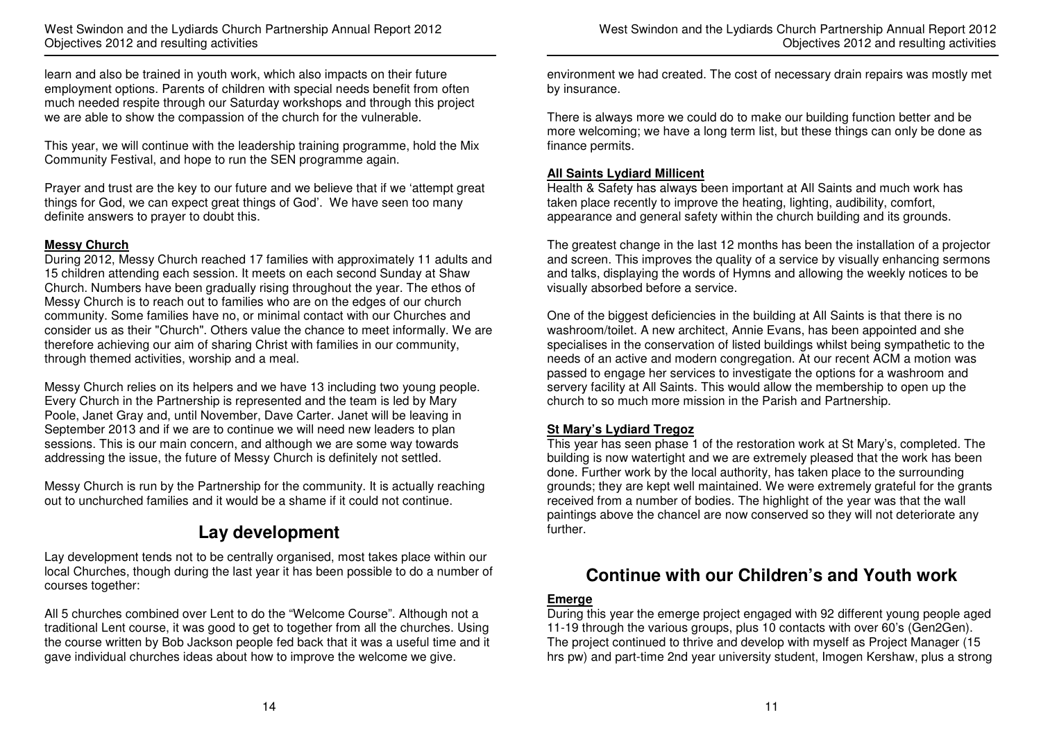learn and also be trained in youth work, which also impacts on their future employment options. Parents of children with special needs benefit from often much needed respite through our Saturday workshops and through this project we are able to show the compassion of the church for the vulnerable.

This year, we will continue with the leadership training programme, hold the Mix Community Festival, and hope to run the SEN programme again.

Prayer and trust are the key to our future and we believe that if we 'attempt great things for God, we can expect great things of God'. We have seen too many definite answers to prayer to doubt this.

**Messy Church**

During 2012, Messy Church reached 17 families with approximately 11 adults and 15 children attending each session. It meets on each second Sunday at Shaw Church. Numbers have been gradually rising throughout the year. The ethos of Messy Church is to reach out to families who are on the edges of our church community. Some families have no, or minimal contact with our Churches and consider us as their "Church". Others value the chance to meet informally. We are therefore achieving our aim of sharing Christ with families in our community, through themed activities, worship and a meal.

Messy Church relies on its helpers and we have 13 including two young people. Every Church in the Partnership is represented and the team is led by Mary Poole, Janet Gray and, until November, Dave Carter. Janet will be leaving in September 2013 and if we are to continue we will need new leaders to plan sessions. This is our main concern, and although we are some way towards addressing the issue, the future of Messy Church is definitely not settled.

Messy Church is run by the Partnership for the community. It is actually reaching out to unchurched families and it would be a shame if it could not continue.

## Lay development

Lay development tends not to be centrally organised, most takes place within our local Churches, though during the last year it has been possible to do a number of courses together:

All 5 churches combined over Lent to do the "Welcome Course". Although not a traditional Lent course, it was good to get to together from all the churches. Using the course written by Bob Jackson people fed back that it was a useful time and it gave individual churches ideas about how to improve the welcome we give.

environment we had created. The cost of necessary drain repairs was mostly met by insurance.

There is always more we could do to make our building function better and be more welcoming; we have a long term list, but these things can only be done as finance permits.

**All Saints Lydiard Millicent**

Health & Safety has always been important at All Saints and much work has taken place recently to improve the heating, lighting, audibility, comfort, appearance and general safety within the church building and its grounds.

The greatest change in the last 12 months has been the installation of a projector and screen. This improves the quality of a service by visually enhancing sermons and talks, displaying the words of Hymns and allowing the weekly notices to be visually absorbed before a service.

One of the biggest deficiencies in the building at All Saints is that there is no washroom/toilet. A new architect, Annie Evans, has been appointed and she specialises in the conservation of listed buildings whilst being sympathetic to the needs of an active and modern congregation. At our recent ACM a motion was passed to engage her services to investigate the options for a washroom and servery facility at All Saints. This would allow the membership to open up the church to so much more mission in the Parish and Partnership.

**St Mary's Lydiard Tregoz**

This year has seen phase 1 of the restoration work at St Mary's, completed. The building is now watertight and we are extremely pleased that the work has been done. Further work by the local authority, has taken place to the surrounding grounds; they are kept well maintained. We were extremely grateful for the grants received from a number of bodies. The highlight of the year was that the wall paintings above the chancel are now conserved so they will not deteriorate any further.

## Continue with our Children's and Youth work

**Emerge**

During this year the emerge project engaged with 92 different young people aged 11-19 through the various groups, plus 10 contacts with over 60's (Gen2Gen). The project continued to thrive and develop with myself as Project Manager (15 hrs pw) and part-time 2nd year university student, Imogen Kershaw, plus a strong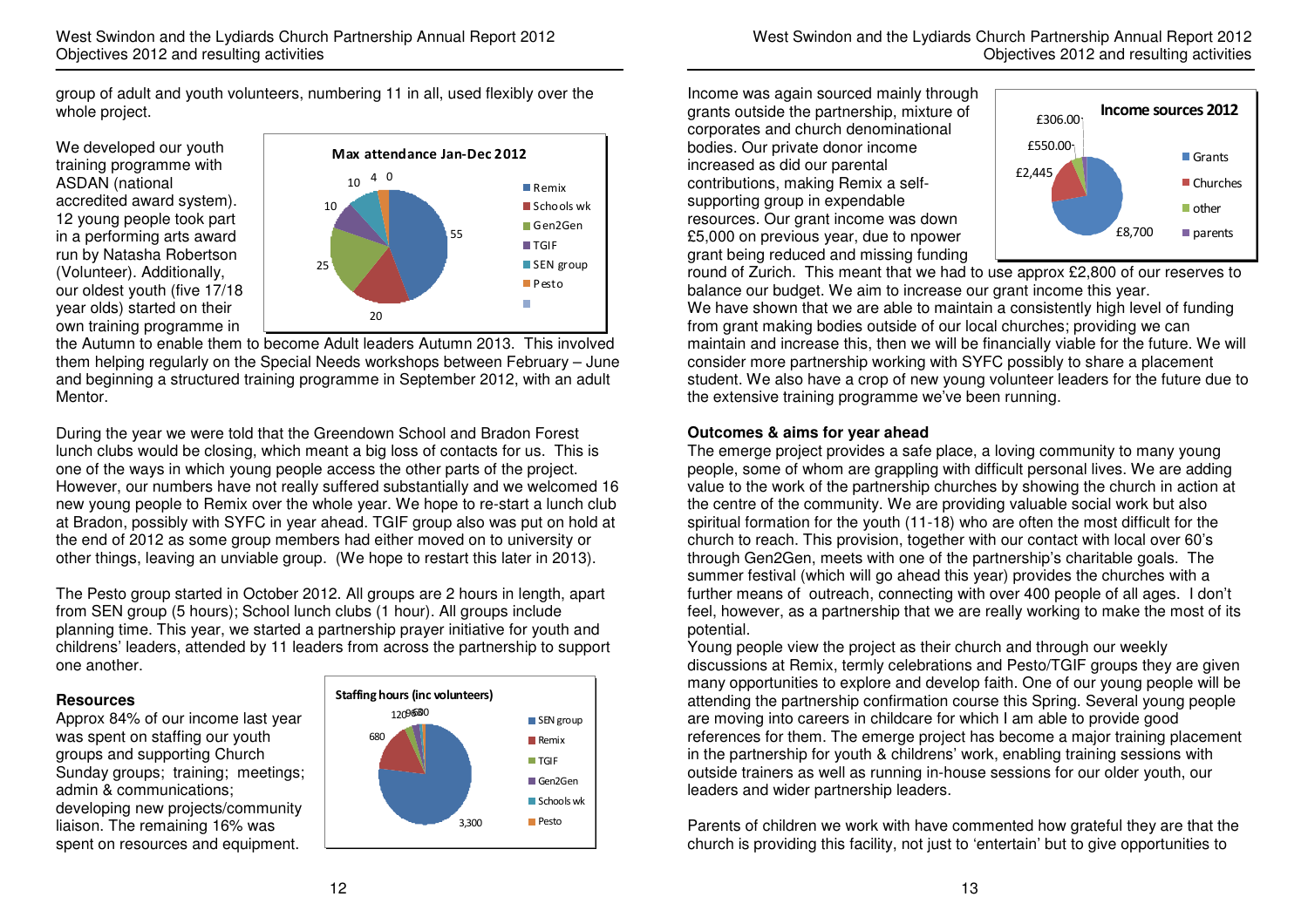group of adult and youth volunteers, numbering 11 in all, used flexibly over the whole project.

We developed our youth training programme with ASDAN (national accredited award system). 12 young people took part in a performing arts award run by Natasha Robertson (Volunteer). Additionally, our oldest youth (five 17/18 year olds) started on their own training programme in the Autumn to enable them to become Adult leaders Autumn 2013. This involved them helping regularly on the Special Needs workshops between February – June and beginning a structured training programme in September 2012, with an adult Mentor.

Max attendance Jan-Dec 2012

55
20
25
10
10
4
0

Remix
Schools wk
Gen2Gen
TGIF
SEN group
Pesto

During the year we were told that the Greendown School and Bradon Forest lunch clubs would be closing, which meant a big loss of contacts for us. This is one of the ways in which young people access the other parts of the project. However, our numbers have not really suffered substantially and we welcomed 16 new young people to Remix over the whole year. We hope to re-start a lunch club at Bradon, possibly with SYFC in year ahead. TGIF group also was put on hold at the end of 2012 as some group members had either moved on to university or other things, leaving an unviable group. (We hope to restart this later in 2013).

The Pesto group started in October 2012. All groups are 2 hours in length, apart from SEN group (5 hours); School lunch clubs (1 hour). All groups include planning time. This year, we started a partnership prayer initiative for youth and childrens' leaders, attended by 11 leaders from across the partnership to support one another.

### Resources

Approx 84% of our income last year was spent on staffing our youth groups and supporting Church Sunday groups; training; meetings; admin & communications; developing new projects/community liaison. The remaining 16% was spent on resources and equipment.

Staffing hours (inc volunteers)

3,300
680
120
96
60
30

SEN group
Remix
TGIF
Gen2Gen
Schools wk
Pesto

Income was again sourced mainly through grants outside the partnership, mixture of corporates and church denominational bodies. Our private donor income increased as did our parental contributions, making Remix a self-supporting group in expendable resources. Our grant income was down £5,000 on previous year, due to npower grant being reduced and missing funding round of Zurich. This meant that we had to use approx £2,800 of our reserves to balance our budget. We aim to increase our grant income this year.

Income sources 2012

£8,700
£2,445
£550.00
£306.00

Grants
Churches
other
parents

We have shown that we are able to maintain a consistently high level of funding from grant making bodies outside of our local churches; providing we can maintain and increase this, then we will be financially viable for the future. We will consider more partnership working with SYFC possibly to share a placement student. We also have a crop of new young volunteer leaders for the future due to the extensive training programme we've been running.

### Outcomes & aims for year ahead

The emerge project provides a safe place, a loving community to many young people, some of whom are grappling with difficult personal lives. We are adding value to the work of the partnership churches by showing the church in action at the centre of the community. We are providing valuable social work but also spiritual formation for the youth (11-18) who are often the most difficult for the church to reach. This provision, together with our contact with local over 60's through Gen2Gen, meets with one of the partnership's charitable goals. The summer festival (which will go ahead this year) provides the churches with a further means of outreach, connecting with over 400 people of all ages. I don't feel, however, as a partnership that we are really working to make the most of its potential.

Young people view the project as their church and through our weekly discussions at Remix, termly celebrations and Pesto/TGIF groups they are given many opportunities to explore and develop faith. One of our young people will be attending the partnership confirmation course this Spring. Several young people are moving into careers in childcare for which I am able to provide good references for them. The emerge project has become a major training placement in the partnership for youth & childrens' work, enabling training sessions with outside trainers as well as running in-house sessions for our older youth, our leaders and wider partnership leaders.

Parents of children we work with have commented how grateful they are that the church is providing this facility, not just to 'entertain' but to give opportunities to